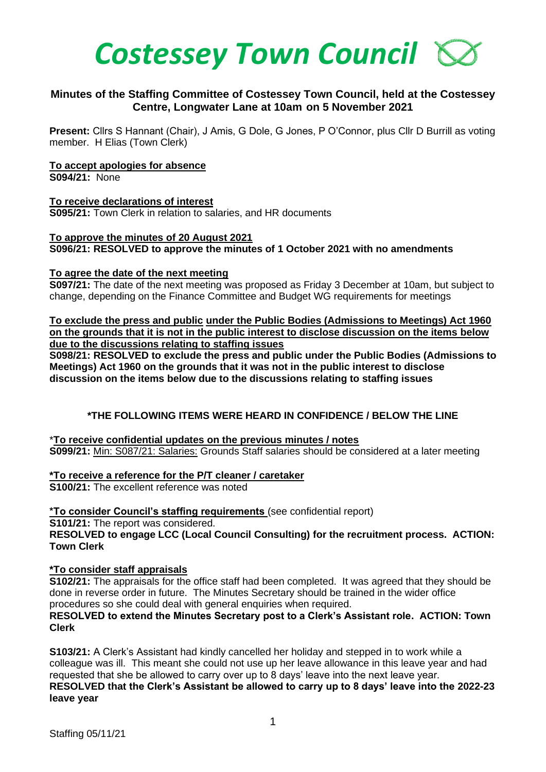# *Costessey Town Council*

## Minutes of the Staffing Committee of Costessey Town Council, held at the Costessey Centre, Longwater Lane at 10am on 5 November 2021

**Present:** Cllrs S Hannant (Chair), J Amis, G Dole, G Jones, P O'Connor, plus Cllr D Burrill as voting member. H Elias (Town Clerk)

**To accept apologies for absence**
**S094/21:** None

**To receive declarations of interest**
**S095/21:** Town Clerk in relation to salaries, and HR documents

**To approve the minutes of 20 August 2021**
**S096/21: RESOLVED to approve the minutes of 1 October 2021 with no amendments**

**To agree the date of the next meeting**
**S097/21:** The date of the next meeting was proposed as Friday 3 December at 10am, but subject to change, depending on the Finance Committee and Budget WG requirements for meetings

**To exclude the press and public under the Public Bodies (Admissions to Meetings) Act 1960 on the grounds that it is not in the public interest to disclose discussion on the items below due to the discussions relating to staffing issues**
**S098/21: RESOLVED to exclude the press and public under the Public Bodies (Admissions to Meetings) Act 1960 on the grounds that it was not in the public interest to disclose discussion on the items below due to the discussions relating to staffing issues**

**\*THE FOLLOWING ITEMS WERE HEARD IN CONFIDENCE / BELOW THE LINE**

\***To receive confidential updates on the previous minutes / notes**
**S099/21:** Min: S087/21: Salaries: Grounds Staff salaries should be considered at a later meeting

**\*To receive a reference for the P/T cleaner / caretaker**
**S100/21:** The excellent reference was noted

**\*To consider Council's staffing requirements** (see confidential report)
**S101/21:** The report was considered.
**RESOLVED to engage LCC (Local Council Consulting) for the recruitment process. ACTION: Town Clerk**

**\*To consider staff appraisals**
**S102/21:** The appraisals for the office staff had been completed. It was agreed that they should be done in reverse order in future. The Minutes Secretary should be trained in the wider office procedures so she could deal with general enquiries when required.
**RESOLVED to extend the Minutes Secretary post to a Clerk's Assistant role. ACTION: Town Clerk**

**S103/21:** A Clerk's Assistant had kindly cancelled her holiday and stepped in to work while a colleague was ill. This meant she could not use up her leave allowance in this leave year and had requested that she be allowed to carry over up to 8 days' leave into the next leave year.
**RESOLVED that the Clerk's Assistant be allowed to carry up to 8 days' leave into the 2022-23 leave year**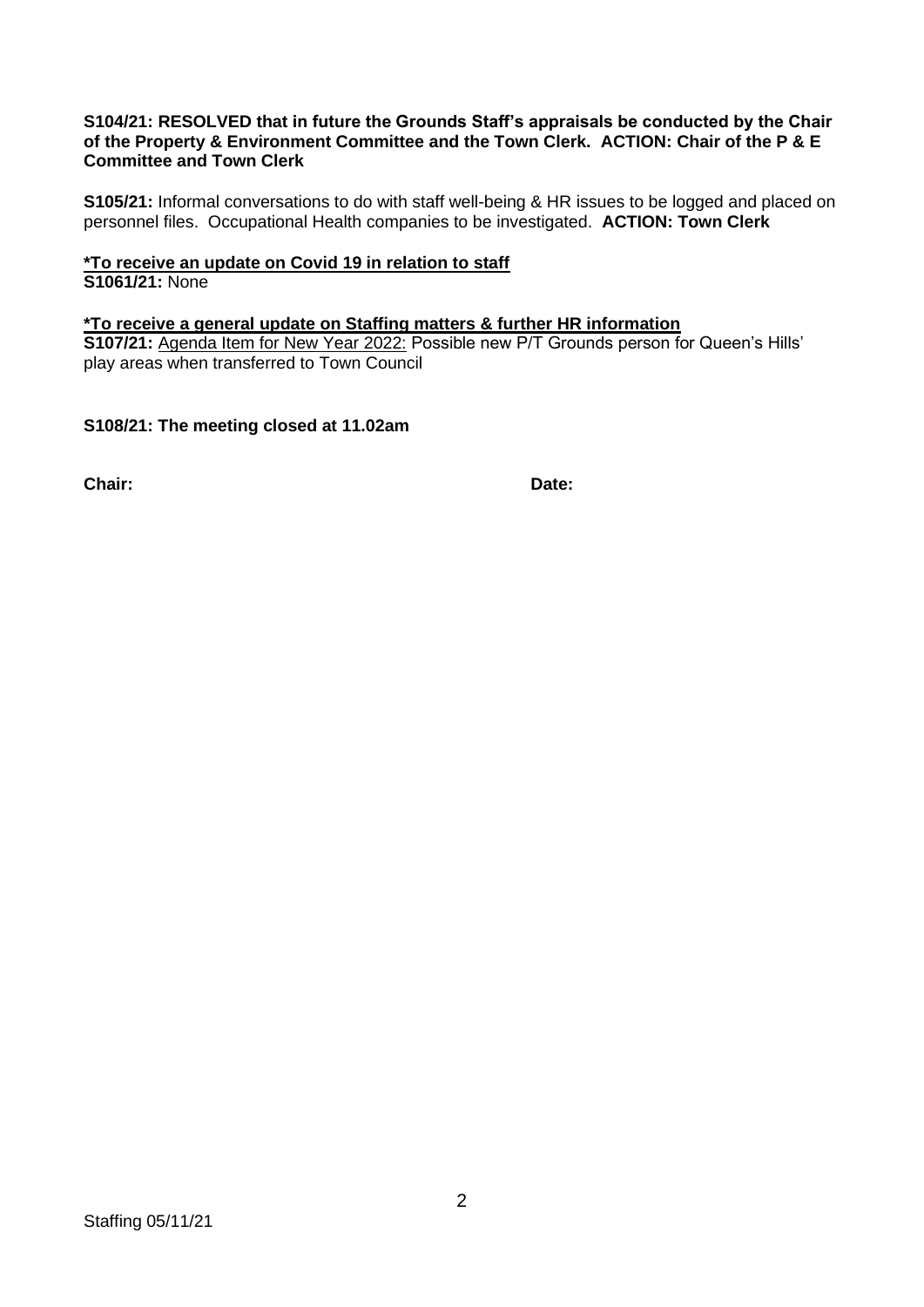**S104/21: RESOLVED that in future the Grounds Staff's appraisals be conducted by the Chair of the Property & Environment Committee and the Town Clerk. ACTION: Chair of the P & E Committee and Town Clerk**

**S105/21:** Informal conversations to do with staff well-being & HR issues to be logged and placed on personnel files. Occupational Health companies to be investigated. **ACTION: Town Clerk**

**\*To receive an update on Covid 19 in relation to staff**
**S1061/21:** None

**\*To receive a general update on Staffing matters & further HR information**
**S107/21:** Agenda Item for New Year 2022: Possible new P/T Grounds person for Queen's Hills' play areas when transferred to Town Council

**S108/21: The meeting closed at 11.02am**

**Chair:** **Date:**